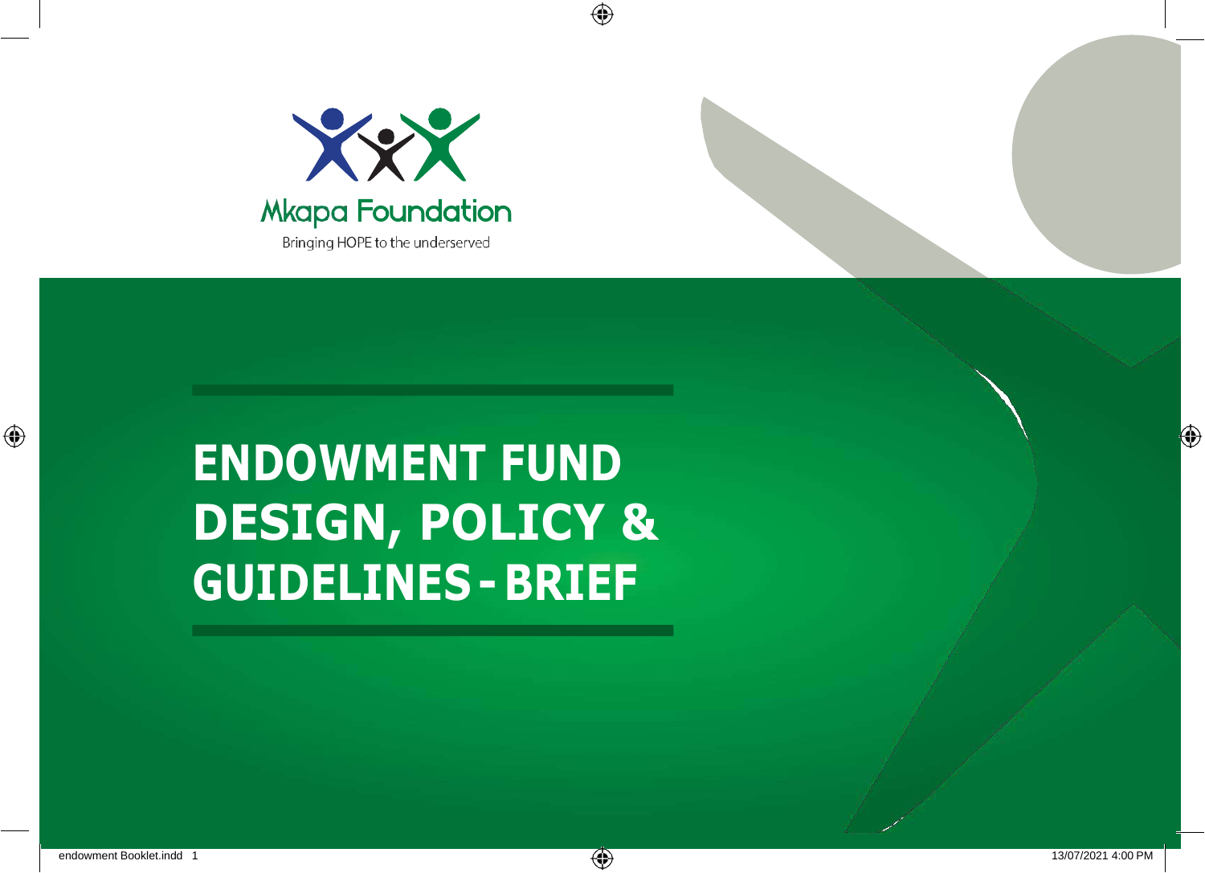Mkapa Foundation

Bringing HOPE to the underserved

# ENDOWMENT FUND DESIGN, POLICY & GUIDELINES - BRIEF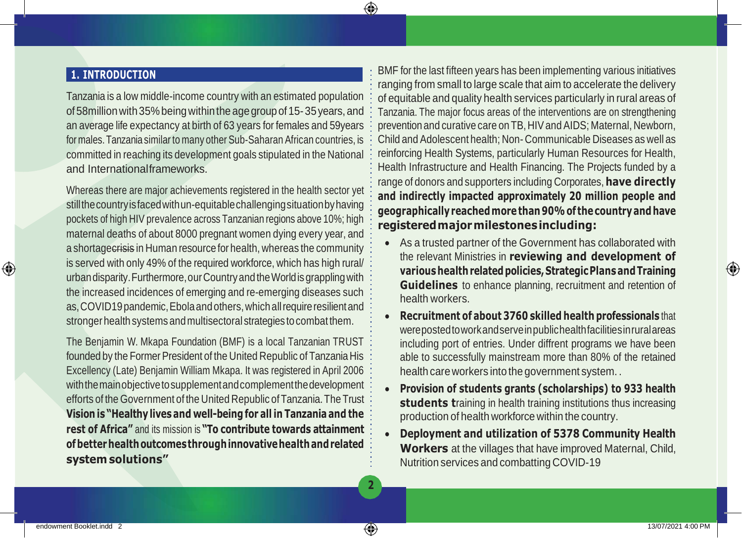## 1. INTRODUCTION

Tanzania is a low middle-income country with an estimated population of 58million with 35% being within the age group of 15- 35 years, and an average life expectancy at birth of 63 years for females and 59years for males. Tanzania similar to many other Sub-Saharan African countries, is committed in reaching its development goals stipulated in the National and International frameworks.

Whereas there are major achievements registered in the health sector yet still the country is faced with un-equitable challenging situation by having pockets of high HIV prevalence across Tanzanian regions above 10%; high maternal deaths of about 8000 pregnant women dying every year, and a shortage ~~crisis~~ in Human resource for health, whereas the community is served with only 49% of the required workforce, which has high rural/ urban disparity. Furthermore, our Country and the World is grappling with the increased incidences of emerging and re-emerging diseases such as, COVID19 pandemic, Ebola and others, which all require resilient and stronger health systems and multisectoral strategies to combat them.

The Benjamin W. Mkapa Foundation (BMF) is a local Tanzanian TRUST founded by the Former President of the United Republic of Tanzania His Excellency (Late) Benjamin William Mkapa. It was registered in April 2006 with the main objective to supplement and complement the development efforts of the Government of the United Republic of Tanzania. The Trust **Vision is "Healthy lives and well-being for all in Tanzania and the rest of Africa"** and its mission is **"To contribute towards attainment of better health outcomes through innovative health and related system solutions"**

BMF for the last fifteen years has been implementing various initiatives ranging from small to large scale that aim to accelerate the delivery of equitable and quality health services particularly in rural areas of Tanzania. The major focus areas of the interventions are on strengthening prevention and curative care on TB, HIV and AIDS; Maternal, Newborn, Child and Adolescent health; Non- Communicable Diseases as well as reinforcing Health Systems, particularly Human Resources for Health, Health Infrastructure and Health Financing. The Projects funded by a range of donors and supporters including Corporates, **have directly and indirectly impacted approximately 20 million people and geographically reached more than 90% of the country and have registered major milestones including:**

- As a trusted partner of the Government has collaborated with the relevant Ministries in **reviewing and development of various health related policies, Strategic Plans and Training Guidelines** to enhance planning, recruitment and retention of health workers.
- **Recruitment of about 3760 skilled health professionals** that were posted to work and serve in public health facilities in rural areas including port of entries. Under diffrent programs we have been able to successfully mainstream more than 80% of the retained health care workers into the government system. .
- **Provision of students grants (scholarships) to 933 health students t**raining in health training institutions thus increasing production of health workforce within the country.
- **Deployment and utilization of 5378 Community Health Workers** at the villages that have improved Maternal, Child, Nutrition services and combatting COVID-19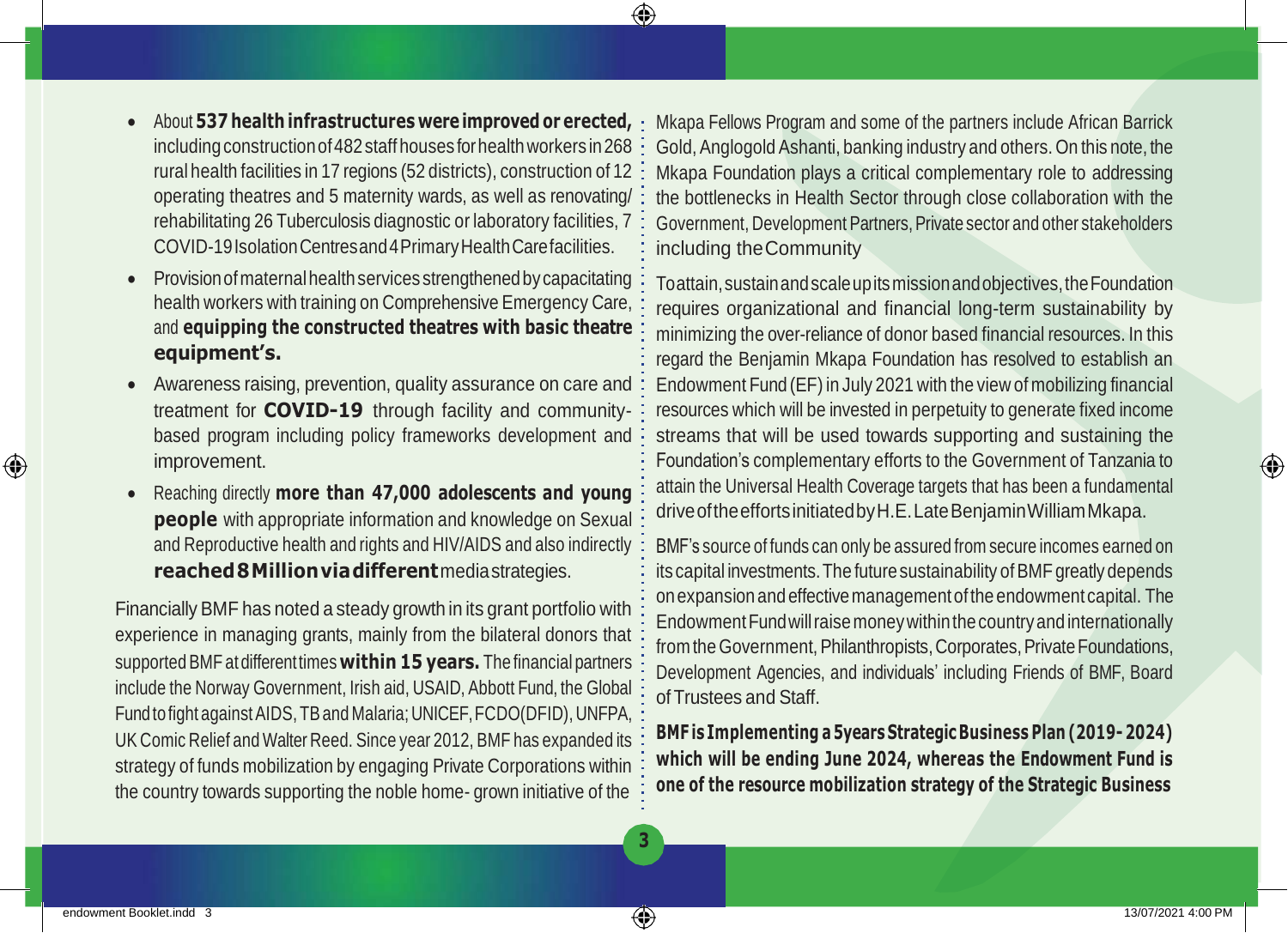- About **537 health infrastructures were improved or erected,** including construction of 482 staff houses for health workers in 268 rural health facilities in 17 regions (52 districts), construction of 12 operating theatres and 5 maternity wards, as well as renovating/ rehabilitating 26 Tuberculosis diagnostic or laboratory facilities, 7 COVID-19 Isolation Centres and 4 Primary Health Care facilities.
- Provision of maternal health services strengthened by capacitating health workers with training on Comprehensive Emergency Care, and **equipping the constructed theatres with basic theatre equipment's.**
- Awareness raising, prevention, quality assurance on care and treatment for **COVID-19** through facility and community-based program including policy frameworks development and improvement.
- Reaching directly **more than 47,000 adolescents and young people** with appropriate information and knowledge on Sexual and Reproductive health and rights and HIV/AIDS and also indirectly **reached 8 Million via different** media strategies.

Financially BMF has noted a steady growth in its grant portfolio with experience in managing grants, mainly from the bilateral donors that supported BMF at different times **within 15 years.** The financial partners include the Norway Government, Irish aid, USAID, Abbott Fund, the Global Fund to fight against AIDS, TB and Malaria; UNICEF, FCDO(DFID), UNFPA, UK Comic Relief and Walter Reed. Since year 2012, BMF has expanded its strategy of funds mobilization by engaging Private Corporations within the country towards supporting the noble home- grown initiative of the Mkapa Fellows Program and some of the partners include African Barrick Gold, Anglogold Ashanti, banking industry and others. On this note, the Mkapa Foundation plays a critical complementary role to addressing the bottlenecks in Health Sector through close collaboration with the Government, Development Partners, Private sector and other stakeholders including the Community

To attain, sustain and scale up its mission and objectives, the Foundation requires organizational and financial long-term sustainability by minimizing the over-reliance of donor based financial resources. In this regard the Benjamin Mkapa Foundation has resolved to establish an Endowment Fund (EF) in July 2021 with the view of mobilizing financial resources which will be invested in perpetuity to generate fixed income streams that will be used towards supporting and sustaining the Foundation's complementary efforts to the Government of Tanzania to attain the Universal Health Coverage targets that has been a fundamental drive of the efforts initiated by H.E. Late Benjamin William Mkapa.

BMF's source of funds can only be assured from secure incomes earned on its capital investments. The future sustainability of BMF greatly depends on expansion and effective management of the endowment capital. The Endowment Fund will raise money within the country and internationally from the Government, Philanthropists, Corporates, Private Foundations, Development Agencies, and individuals' including Friends of BMF, Board of Trustees and Staff.

**BMF is Implementing a 5years Strategic Business Plan (2019- 2024) which will be ending June 2024, whereas the Endowment Fund is one of the resource mobilization strategy of the Strategic Business**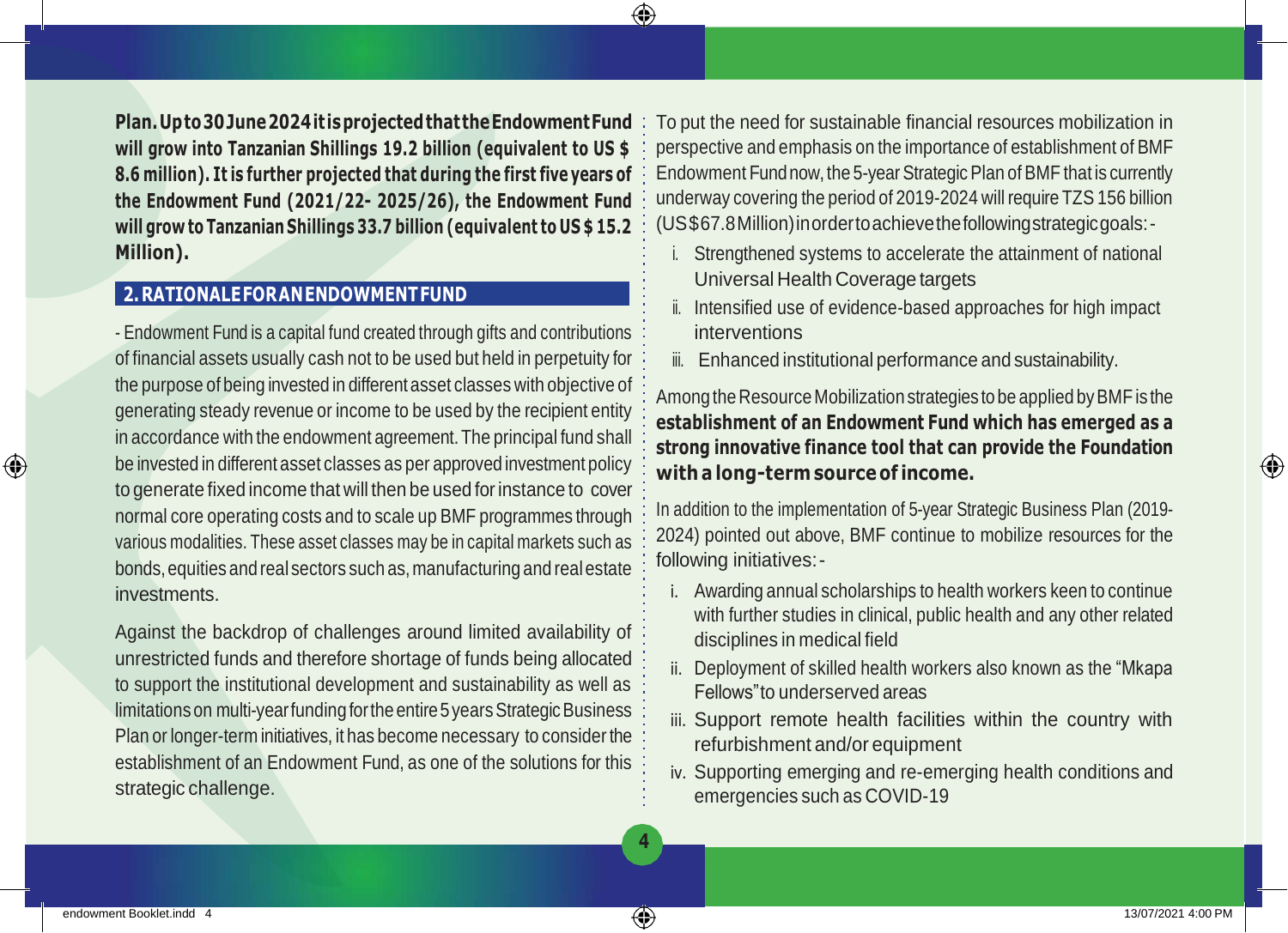**Plan. Up to 30 June 2024 it is projected that the Endowment Fund will grow into Tanzanian Shillings 19.2 billion (equivalent to US $ 8.6 million). It is further projected that during the first five years of the Endowment Fund (2021/22- 2025/26), the Endowment Fund will grow to Tanzanian Shillings 33.7 billion (equivalent to US $ 15.2 Million).**

## 2. RATIONALE FOR AN ENDOWMENT FUND

- Endowment Fund is a capital fund created through gifts and contributions of financial assets usually cash not to be used but held in perpetuity for the purpose of being invested in different asset classes with objective of generating steady revenue or income to be used by the recipient entity in accordance with the endowment agreement. The principal fund shall be invested in different asset classes as per approved investment policy to generate fixed income that will then be used for instance to cover normal core operating costs and to scale up BMF programmes through various modalities. These asset classes may be in capital markets such as bonds, equities and real sectors such as, manufacturing and real estate investments.

Against the backdrop of challenges around limited availability of unrestricted funds and therefore shortage of funds being allocated to support the institutional development and sustainability as well as limitations on multi-year funding for the entire 5 years Strategic Business Plan or longer-term initiatives, it has become necessary to consider the establishment of an Endowment Fund, as one of the solutions for this strategic challenge.

To put the need for sustainable financial resources mobilization in perspective and emphasis on the importance of establishment of BMF Endowment Fund now, the 5-year Strategic Plan of BMF that is currently underway covering the period of 2019-2024 will require TZS 156 billion (US$67.8 Million) in order to achieve the following strategic goals: -

i. Strengthened systems to accelerate the attainment of national Universal Health Coverage targets
ii. Intensified use of evidence-based approaches for high impact interventions
iii. Enhanced institutional performance and sustainability.

Among the Resource Mobilization strategies to be applied by BMF is the **establishment of an Endowment Fund which has emerged as a strong innovative finance tool that can provide the Foundation with a long-term source of income.**

In addition to the implementation of 5-year Strategic Business Plan (2019-2024) pointed out above, BMF continue to mobilize resources for the following initiatives: -

i. Awarding annual scholarships to health workers keen to continue with further studies in clinical, public health and any other related disciplines in medical field
ii. Deployment of skilled health workers also known as the "Mkapa Fellows" to underserved areas
iii. Support remote health facilities within the country with refurbishment and/or equipment
iv. Supporting emerging and re-emerging health conditions and emergencies such as COVID-19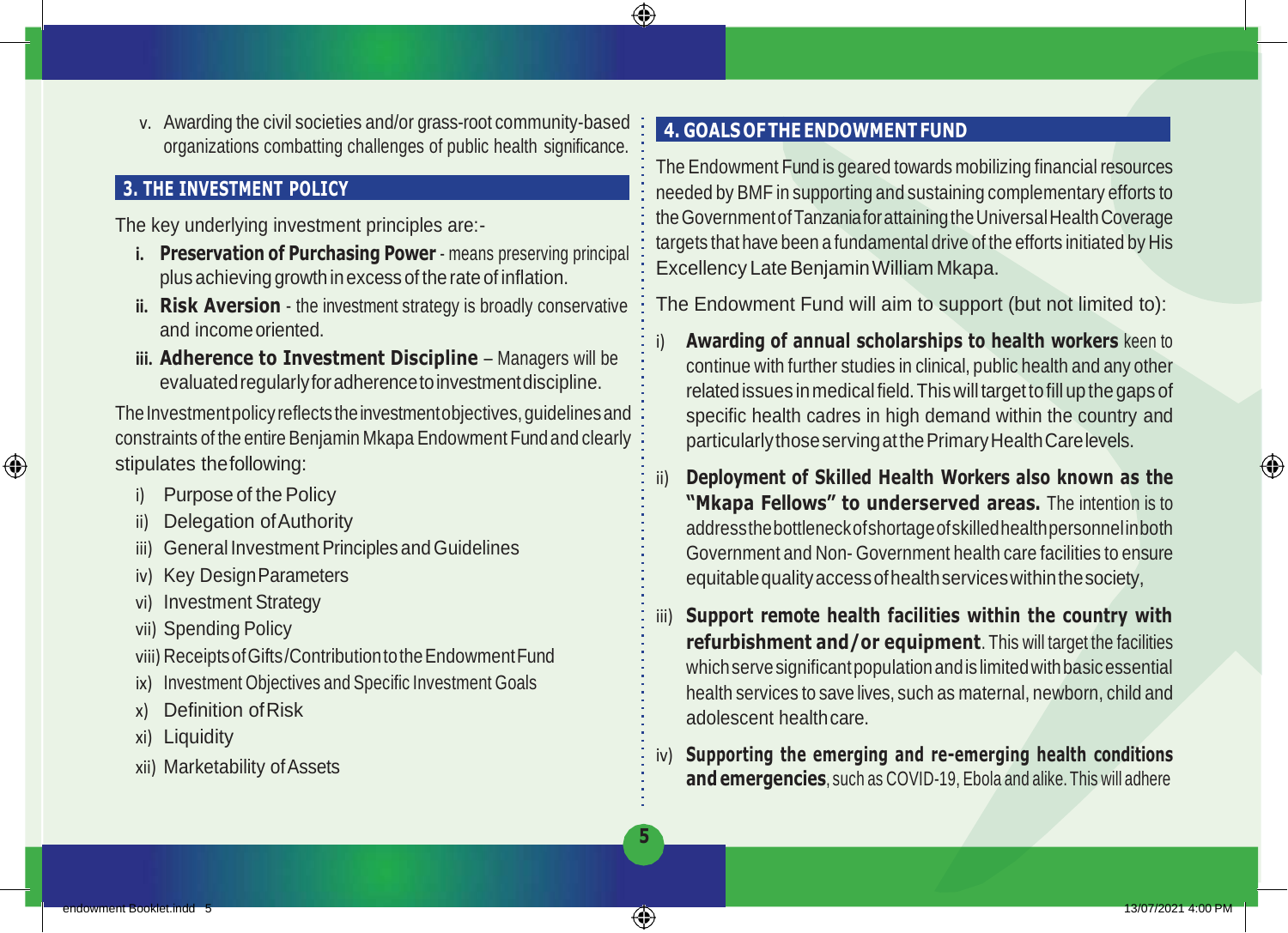v. Awarding the civil societies and/or grass-root community-based organizations combatting challenges of public health significance.

## 3. THE INVESTMENT POLICY

The key underlying investment principles are:-

i. **Preservation of Purchasing Power** - means preserving principal plus achieving growth in excess of the rate of inflation.

ii. **Risk Aversion** - the investment strategy is broadly conservative and income oriented.

iii. **Adherence to Investment Discipline** – Managers will be evaluated regularly for adherence to investment discipline.

The Investment policy reflects the investment objectives, guidelines and constraints of the entire Benjamin Mkapa Endowment Fund and clearly stipulates the following:

i) Purpose of the Policy
ii) Delegation of Authority
iii) General Investment Principles and Guidelines
iv) Key Design Parameters
vi) Investment Strategy
vii) Spending Policy
viii) Receipts of Gifts/Contribution to the Endowment Fund
ix) Investment Objectives and Specific Investment Goals
x) Definition of Risk
xi) Liquidity
xii) Marketability of Assets

## 4. GOALS OF THE ENDOWMENT FUND

The Endowment Fund is geared towards mobilizing financial resources needed by BMF in supporting and sustaining complementary efforts to the Government of Tanzania for attaining the Universal Health Coverage targets that have been a fundamental drive of the efforts initiated by His Excellency Late Benjamin William Mkapa.

The Endowment Fund will aim to support (but not limited to):

i) **Awarding of annual scholarships to health workers** keen to continue with further studies in clinical, public health and any other related issues in medical field. This will target to fill up the gaps of specific health cadres in high demand within the country and particularly those serving at the Primary Health Care levels.

ii) **Deployment of Skilled Health Workers also known as the "Mkapa Fellows" to underserved areas.** The intention is to address the bottleneck of shortage of skilled health personnel in both Government and Non- Government health care facilities to ensure equitable quality access of health services within the society,

iii) **Support remote health facilities within the country with refurbishment and/or equipment**. This will target the facilities which serve significant population and is limited with basic essential health services to save lives, such as maternal, newborn, child and adolescent health care.

iv) **Supporting the emerging and re-emerging health conditions and emergencies**, such as COVID-19, Ebola and alike. This will adhere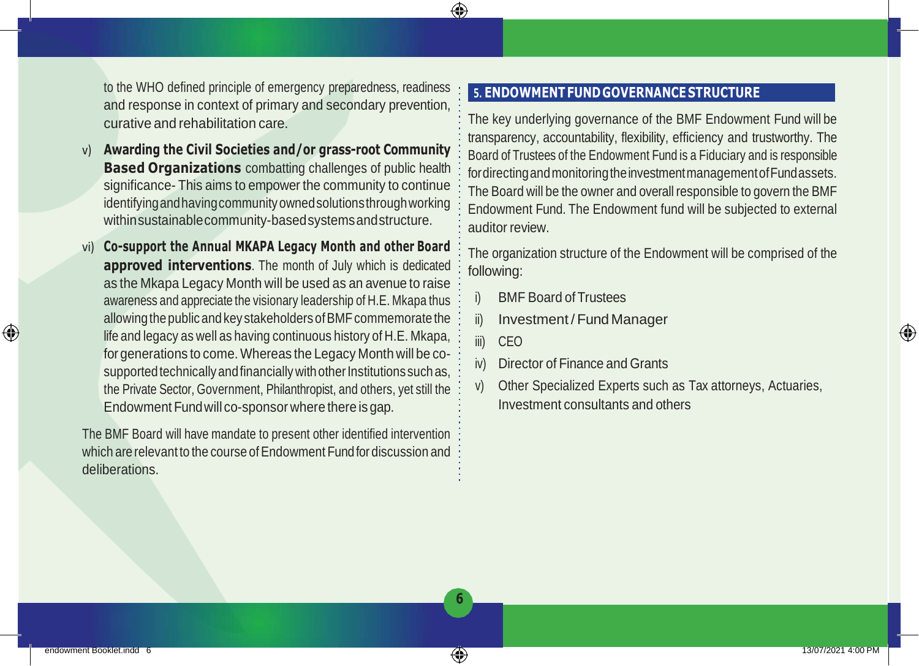to the WHO defined principle of emergency preparedness, readiness and response in context of primary and secondary prevention, curative and rehabilitation care.

v) **Awarding the Civil Societies and/or grass-root Community Based Organizations** combatting challenges of public health significance- This aims to empower the community to continue identifying and having community owned solutions through working within sustainable community-based systems and structure.

vi) **Co-support the Annual MKAPA Legacy Month and other Board approved interventions**. The month of July which is dedicated as the Mkapa Legacy Month will be used as an avenue to raise awareness and appreciate the visionary leadership of H.E. Mkapa thus allowing the public and key stakeholders of BMF commemorate the life and legacy as well as having continuous history of H.E. Mkapa, for generations to come. Whereas the Legacy Month will be co-supported technically and financially with other Institutions such as, the Private Sector, Government, Philanthropist, and others, yet still the Endowment Fund will co-sponsor where there is gap.

The BMF Board will have mandate to present other identified intervention which are relevant to the course of Endowment Fund for discussion and deliberations.

## 5. ENDOWMENT FUND GOVERNANCE STRUCTURE

The key underlying governance of the BMF Endowment Fund will be transparency, accountability, flexibility, efficiency and trustworthy. The Board of Trustees of the Endowment Fund is a Fiduciary and is responsible for directing and monitoring the investment management of Fund assets. The Board will be the owner and overall responsible to govern the BMF Endowment Fund. The Endowment fund will be subjected to external auditor review.

The organization structure of the Endowment will be comprised of the following:

i) BMF Board of Trustees
ii) Investment / Fund Manager
iii) CEO
iv) Director of Finance and Grants
v) Other Specialized Experts such as Tax attorneys, Actuaries, Investment consultants and others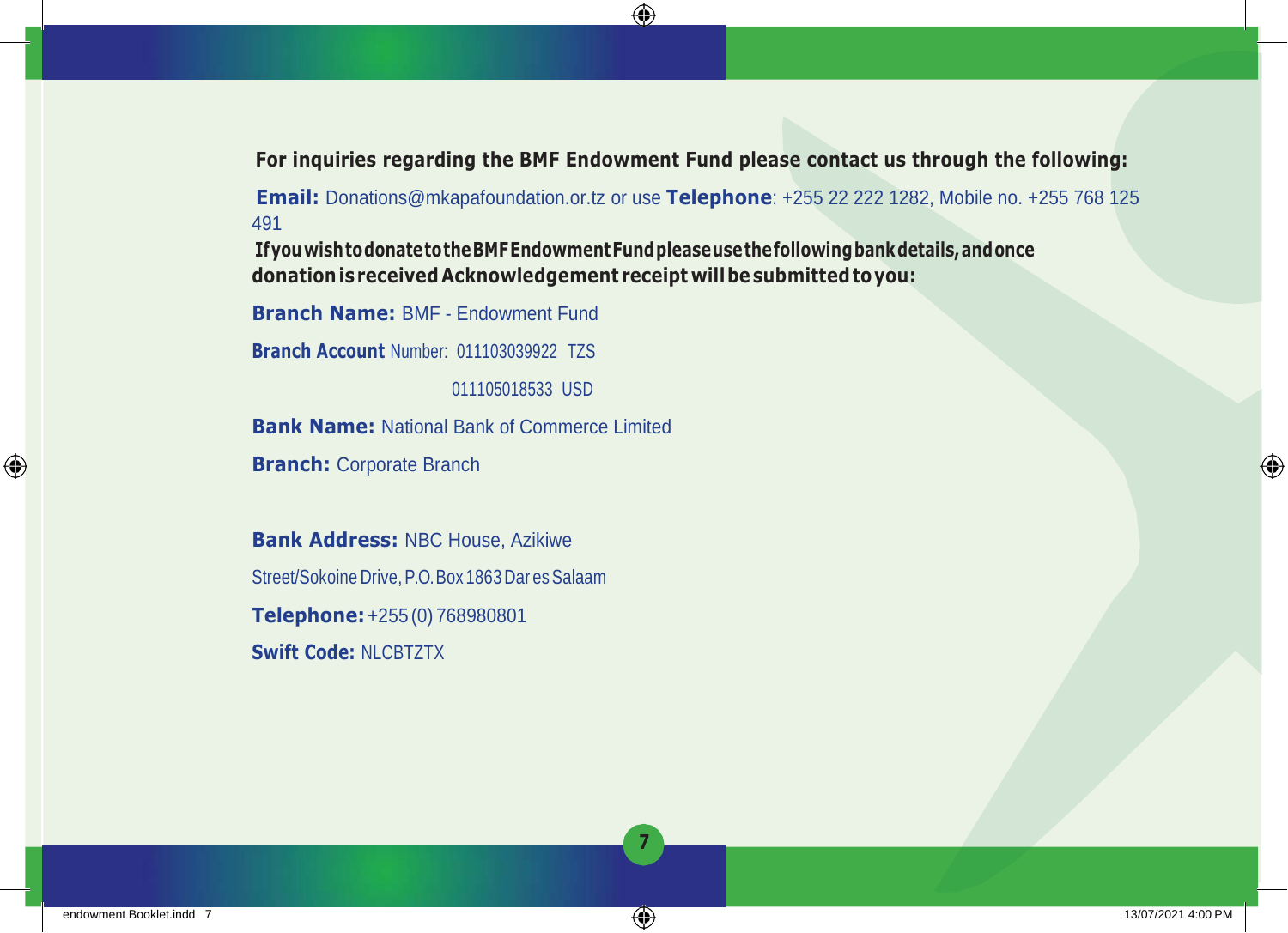**For inquiries regarding the BMF Endowment Fund please contact us through the following:**

**Email:** Donations@mkapafoundation.or.tz or use **Telephone**: +255 22 222 1282, Mobile no. +255 768 125 491

**If you wish to donate to the BMF Endowment Fund please use the following bank details, and once donation is received Acknowledgement receipt will be submitted to you:**

**Branch Name:** BMF - Endowment Fund

**Branch Account** Number: 011103039922 TZS

011105018533 USD

**Bank Name:** National Bank of Commerce Limited

**Branch:** Corporate Branch

**Bank Address:** NBC House, Azikiwe Street/Sokoine Drive, P.O. Box 1863 Dar es Salaam

**Telephone:** +255 (0) 768980801

**Swift Code:** NLCBTZTX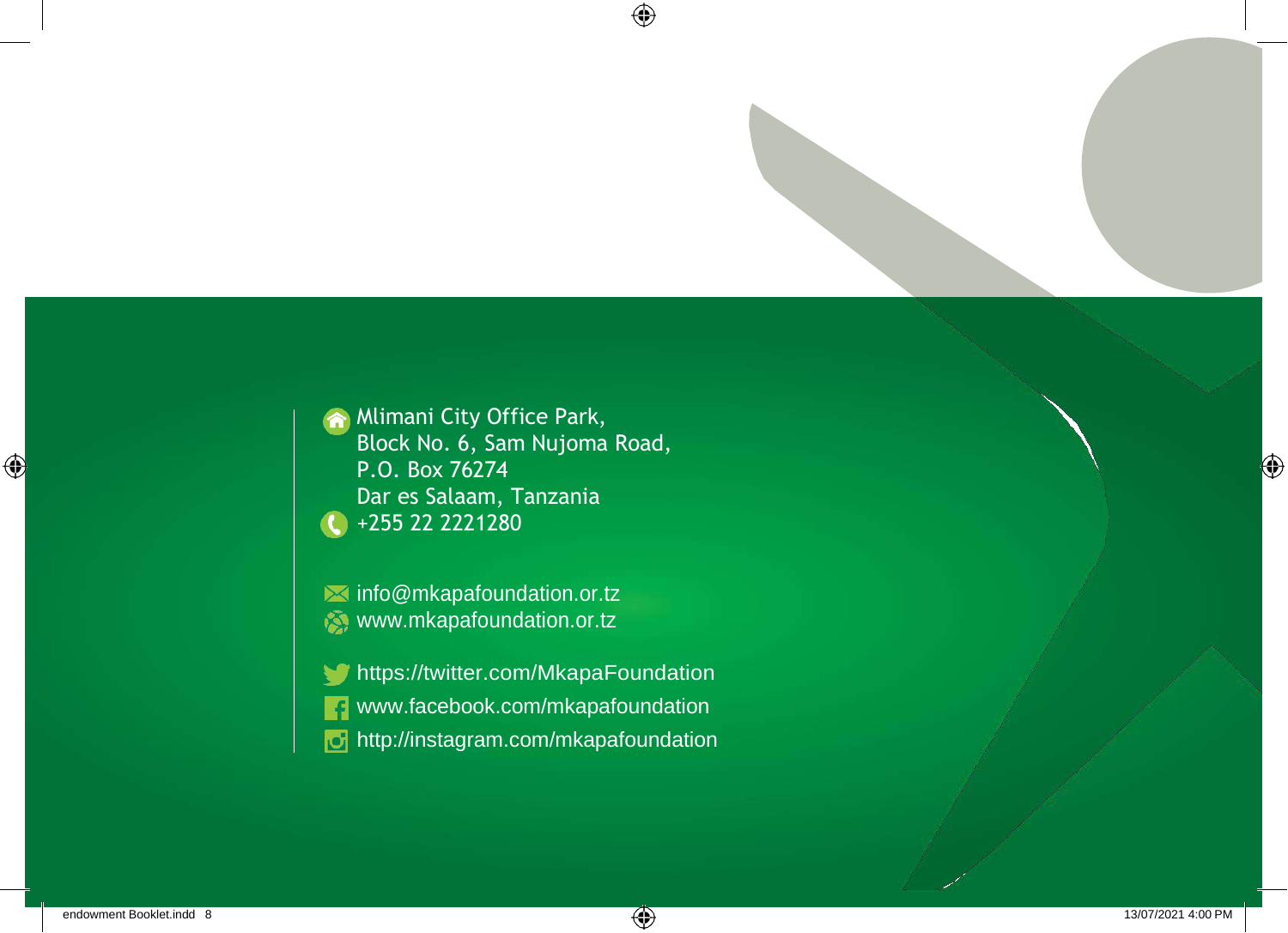Mlimani City Office Park,
Block No. 6, Sam Nujoma Road,
P.O. Box 76274
Dar es Salaam, Tanzania
+255 22 2221280

info@mkapafoundation.or.tz
www.mkapafoundation.or.tz

https://twitter.com/MkapaFoundation
www.facebook.com/mkapafoundation
http://instagram.com/mkapafoundation